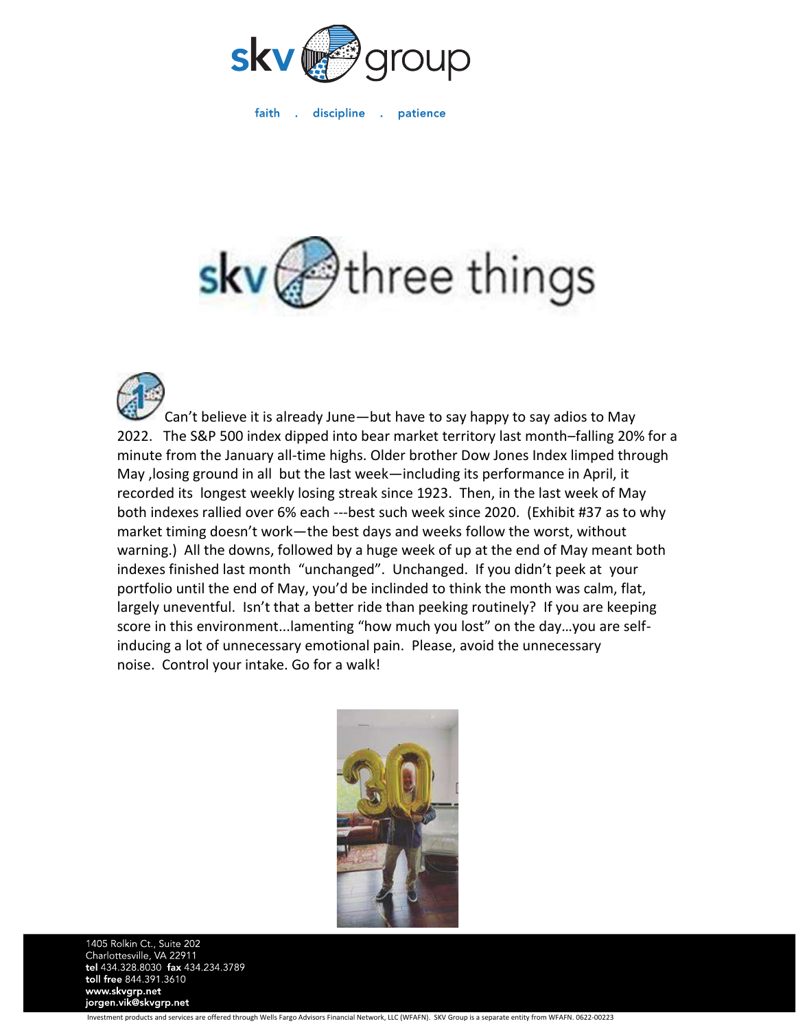skv group

faith . discipline . patience

# skv three things

1 Can't believe it is already June—but have to say happy to say adios to May 2022. The S&P 500 index dipped into bear market territory last month–falling 20% for a minute from the January all-time highs. Older brother Dow Jones Index limped through May ,losing ground in all but the last week—including its performance in April, it recorded its longest weekly losing streak since 1923. Then, in the last week of May both indexes rallied over 6% each ---best such week since 2020. (Exhibit #37 as to why market timing doesn't work—the best days and weeks follow the worst, without warning.) All the downs, followed by a huge week of up at the end of May meant both indexes finished last month "unchanged". Unchanged. If you didn't peek at your portfolio until the end of May, you'd be inclinded to think the month was calm, flat, largely uneventful. Isn't that a better ride than peeking routinely? If you are keeping score in this environment...lamenting "how much you lost" on the day…you are self-inducing a lot of unnecessary emotional pain. Please, avoid the unnecessary noise. Control your intake. Go for a walk!

1405 Rolkin Ct., Suite 202
Charlottesville, VA 22911
**tel** 434.328.8030 **fax** 434.234.3789
**toll free** 844.391.3610
**www.skvgrp.net**
**jorgen.vik@skvgrp.net**

Investment products and services are offered through Wells Fargo Advisors Financial Network, LLC (WFAFN). SKV Group is a separate entity from WFAFN. 0622-00223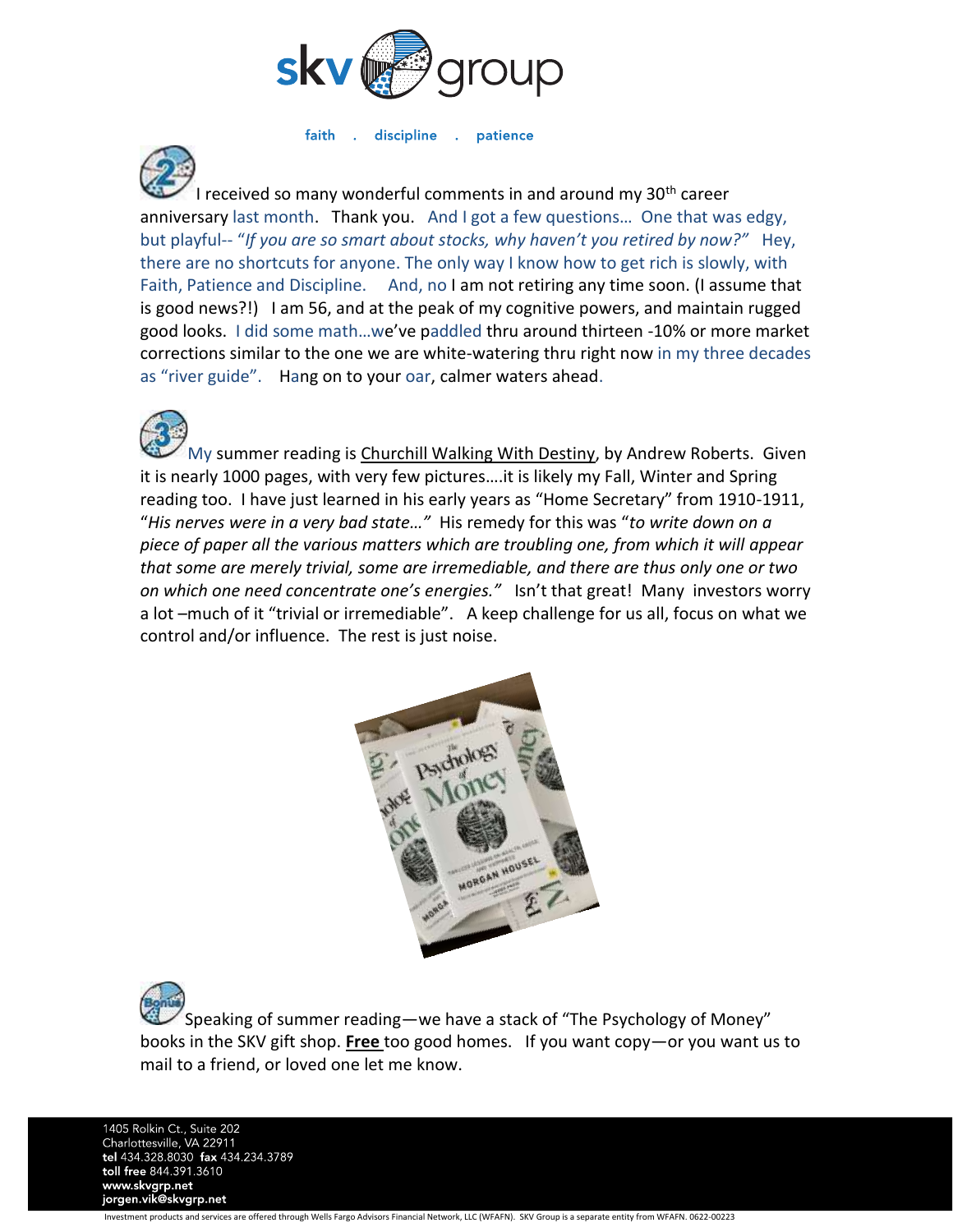faith . discipline . patience

I received so many wonderful comments in and around my 30th career anniversary last month. Thank you. And I got a few questions… One that was edgy, but playful-- "*If you are so smart about stocks, why haven't you retired by now?"* Hey, there are no shortcuts for anyone. The only way I know how to get rich is slowly, with Faith, Patience and Discipline. And, no I am not retiring any time soon. (I assume that is good news?!) I am 56, and at the peak of my cognitive powers, and maintain rugged good looks. I did some math…we've paddled thru around thirteen -10% or more market corrections similar to the one we are white-watering thru right now in my three decades as "river guide". Hang on to your oar, calmer waters ahead.

My summer reading is Churchill Walking With Destiny, by Andrew Roberts. Given it is nearly 1000 pages, with very few pictures….it is likely my Fall, Winter and Spring reading too. I have just learned in his early years as "Home Secretary" from 1910-1911, "*His nerves were in a very bad state…"* His remedy for this was "*to write down on a piece of paper all the various matters which are troubling one, from which it will appear that some are merely trivial, some are irremediable, and there are thus only one or two on which one need concentrate one's energies."* Isn't that great! Many investors worry a lot –much of it "trivial or irremediable". A keep challenge for us all, focus on what we control and/or influence. The rest is just noise.

Speaking of summer reading—we have a stack of "The Psychology of Money" books in the SKV gift shop. **Free** too good homes. If you want copy—or you want us to mail to a friend, or loved one let me know.

1405 Rolkin Ct., Suite 202
Charlottesville, VA 22911
**tel** 434.328.8030 **fax** 434.234.3789
**toll free** 844.391.3610
**www.skvgrp.net**
**jorgen.vik@skvgrp.net**

Investment products and services are offered through Wells Fargo Advisors Financial Network, LLC (WFAFN). SKV Group is a separate entity from WFAFN. 0622-00223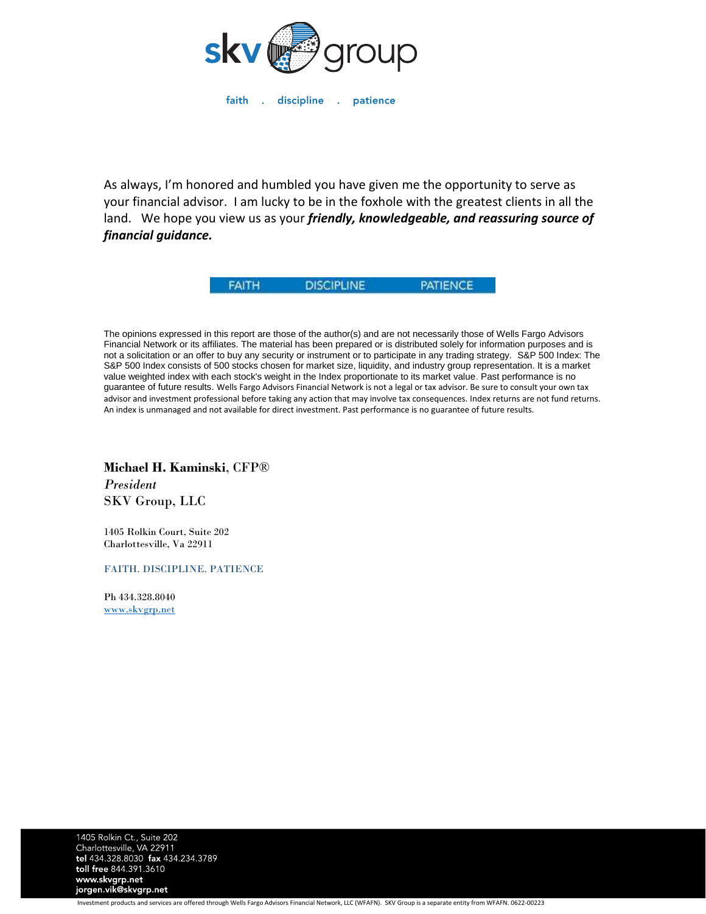skv group

faith . discipline . patience

As always, I'm honored and humbled you have given me the opportunity to serve as your financial advisor. I am lucky to be in the foxhole with the greatest clients in all the land. We hope you view us as your ***friendly, knowledgeable, and reassuring source of financial guidance.***

FAITH DISCIPLINE PATIENCE

The opinions expressed in this report are those of the author(s) and are not necessarily those of Wells Fargo Advisors Financial Network or its affiliates. The material has been prepared or is distributed solely for information purposes and is not a solicitation or an offer to buy any security or instrument or to participate in any trading strategy. S&P 500 Index: The S&P 500 Index consists of 500 stocks chosen for market size, liquidity, and industry group representation. It is a market value weighted index with each stock's weight in the Index proportionate to its market value. Past performance is no guarantee of future results. Wells Fargo Advisors Financial Network is not a legal or tax advisor. Be sure to consult your own tax advisor and investment professional before taking any action that may involve tax consequences. Index returns are not fund returns. An index is unmanaged and not available for direct investment. Past performance is no guarantee of future results.

**Michael H. Kaminski**, CFP®
*President*
SKV Group, LLC

1405 Rolkin Court, Suite 202
Charlottesville, Va 22911

FAITH. DISCIPLINE. PATIENCE

Ph 434.328.8040
www.skvgrp.net

1405 Rolkin Ct., Suite 202
Charlottesville, VA 22911
**tel** 434.328.8030 **fax** 434.234.3789
**toll free** 844.391.3610
**www.skvgrp.net**
**jorgen.vik@skvgrp.net**

Investment products and services are offered through Wells Fargo Advisors Financial Network, LLC (WFAFN). SKV Group is a separate entity from WFAFN. 0622-00223